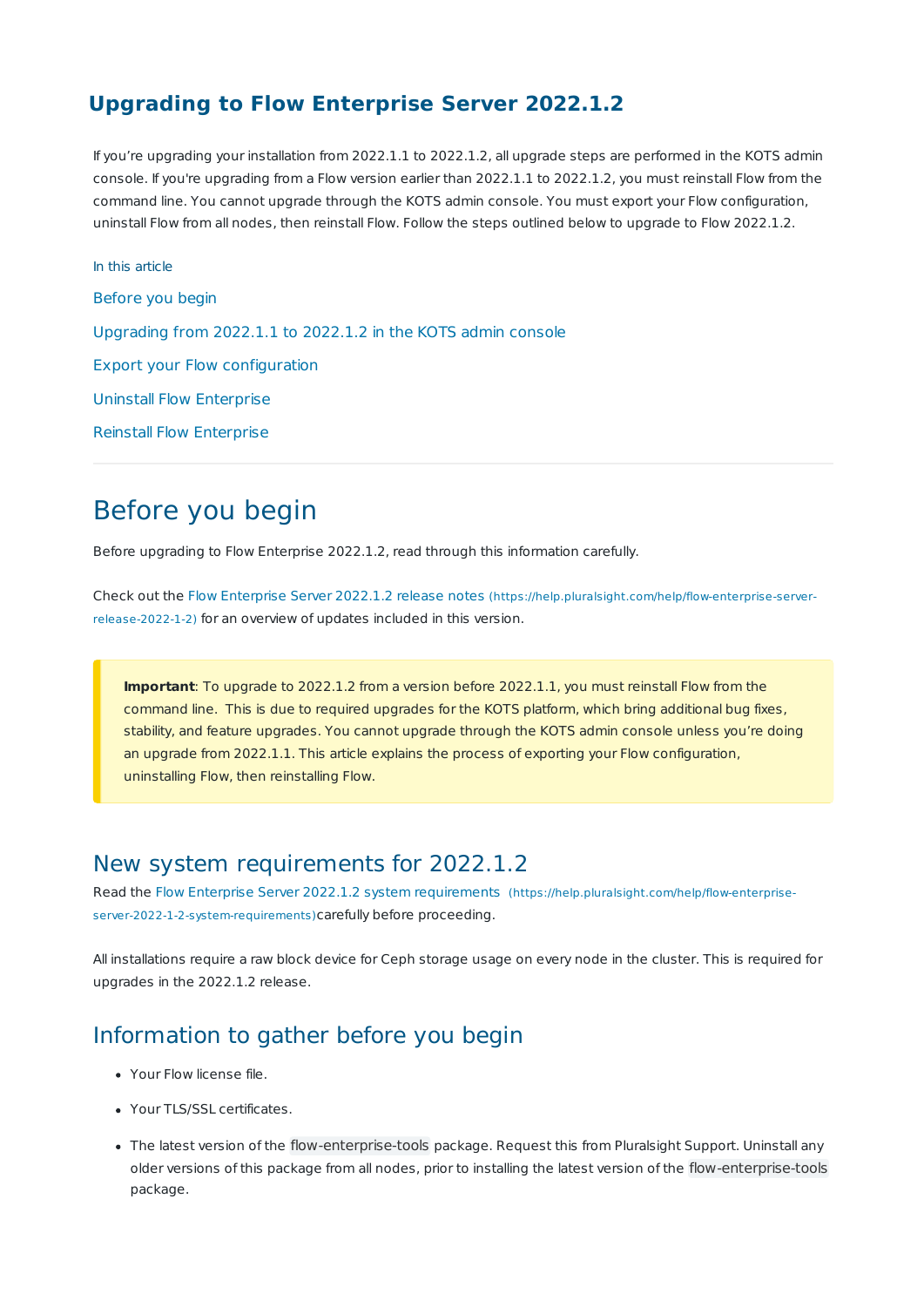# Upgrading to Flow Enterprise Server 2022.1.2

If you're upgrading your installation from 2022.1.1 to 2022.1.2, all upgrade steps are performed in the KOTS admin console. If you're upgrading from a Flow version earlier than 2022.1.1 to 2022.1.2, you must reinstall Flow from the command line. You cannot upgrade through the KOTS admin console. You must export your Flow configuration, uninstall Flow from all nodes, then reinstall Flow. Follow the steps outlined below to upgrade to Flow 2022.1.2.

In this article

- Before you begin
- Upgrading from 2022.1.1 to 2022.1.2 in the KOTS admin console
- Export your Flow configuration
- Uninstall Flow Enterprise
- Reinstall Flow Enterprise

---

## Before you begin

Before upgrading to Flow Enterprise 2022.1.2, read through this information carefully.

Check out the Flow Enterprise Server 2022.1.2 release notes (https://help.pluralsight.com/help/flow-enterprise-server-release-2022-1-2) for an overview of updates included in this version.

> **Important**: To upgrade to 2022.1.2 from a version before 2022.1.1, you must reinstall Flow from the command line. This is due to required upgrades for the KOTS platform, which bring additional bug fixes, stability, and feature upgrades. You cannot upgrade through the KOTS admin console unless you're doing an upgrade from 2022.1.1. This article explains the process of exporting your Flow configuration, uninstalling Flow, then reinstalling Flow.

### New system requirements for 2022.1.2

Read the Flow Enterprise Server 2022.1.2 system requirements (https://help.pluralsight.com/help/flow-enterprise-server-2022-1-2-system-requirements)carefully before proceeding.

All installations require a raw block device for Ceph storage usage on every node in the cluster. This is required for upgrades in the 2022.1.2 release.

### Information to gather before you begin

- Your Flow license file.
- Your TLS/SSL certificates.
- The latest version of the `flow-enterprise-tools` package. Request this from Pluralsight Support. Uninstall any older versions of this package from all nodes, prior to installing the latest version of the `flow-enterprise-tools` package.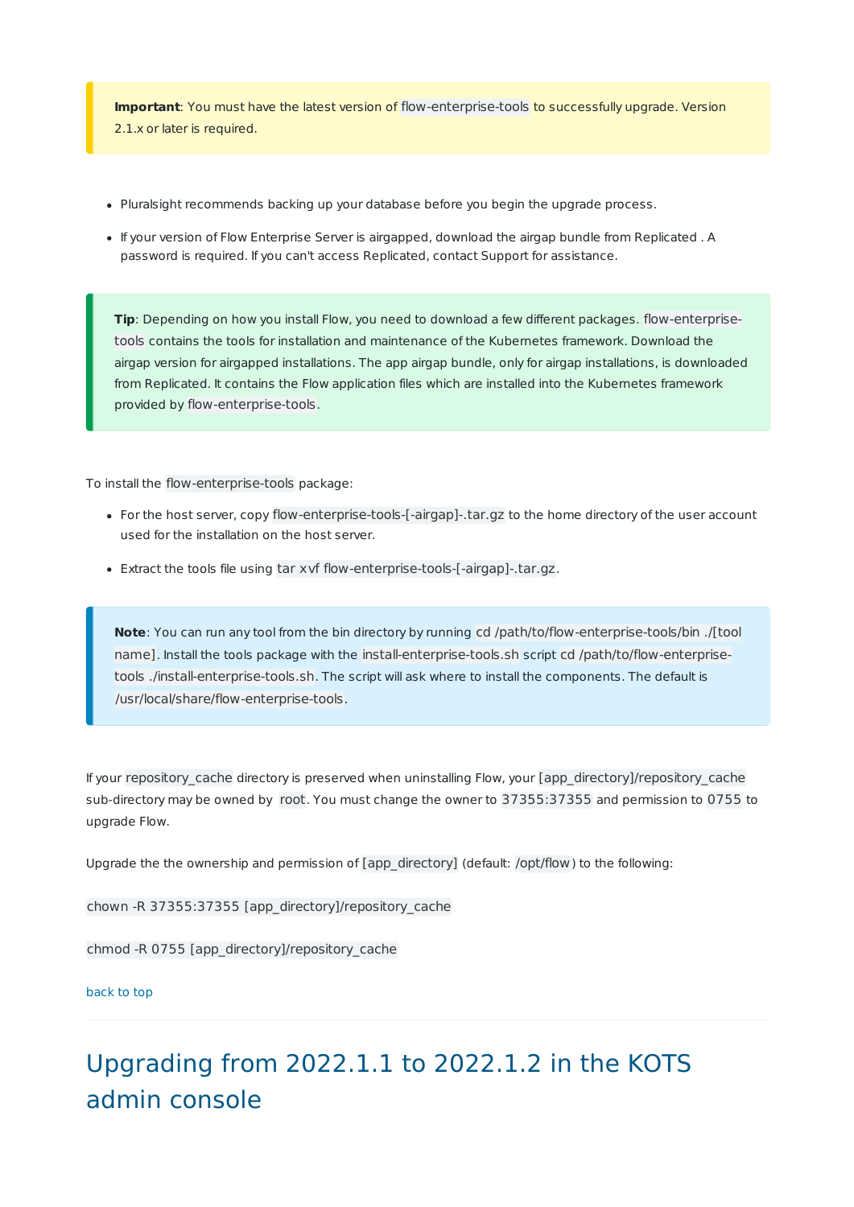> **Important**: You must have the latest version of `flow-enterprise-tools` to successfully upgrade. Version 2.1.x or later is required.

- Pluralsight recommends backing up your database before you begin the upgrade process.
- If your version of Flow Enterprise Server is airgapped, download the airgap bundle from Replicated . A password is required. If you can't access Replicated, contact Support for assistance.

> **Tip**: Depending on how you install Flow, you need to download a few different packages. `flow-enterprise-tools` contains the tools for installation and maintenance of the Kubernetes framework. Download the airgap version for airgapped installations. The app airgap bundle, only for airgap installations, is downloaded from Replicated. It contains the Flow application files which are installed into the Kubernetes framework provided by `flow-enterprise-tools`.

To install the `flow-enterprise-tools` package:

- For the host server, copy `flow-enterprise-tools-[-airgap]-.tar.gz` to the home directory of the user account used for the installation on the host server.
- Extract the tools file using `tar xvf flow-enterprise-tools-[-airgap]-.tar.gz`.

> **Note**: You can run any tool from the bin directory by running `cd /path/to/flow-enterprise-tools/bin ./[tool name]`. Install the tools package with the `install-enterprise-tools.sh` script `cd /path/to/flow-enterprise-tools ./install-enterprise-tools.sh`. The script will ask where to install the components. The default is `/usr/local/share/flow-enterprise-tools`.

If your `repository_cache` directory is preserved when uninstalling Flow, your `[app_directory]/repository_cache` sub-directory may be owned by `root`. You must change the owner to `37355:37355` and permission to `0755` to upgrade Flow.

Upgrade the the ownership and permission of `[app_directory]` (default: `/opt/flow`) to the following:

`chown -R 37355:37355 [app_directory]/repository_cache`

`chmod -R 0755 [app_directory]/repository_cache`

back to top

---

## Upgrading from 2022.1.1 to 2022.1.2 in the KOTS admin console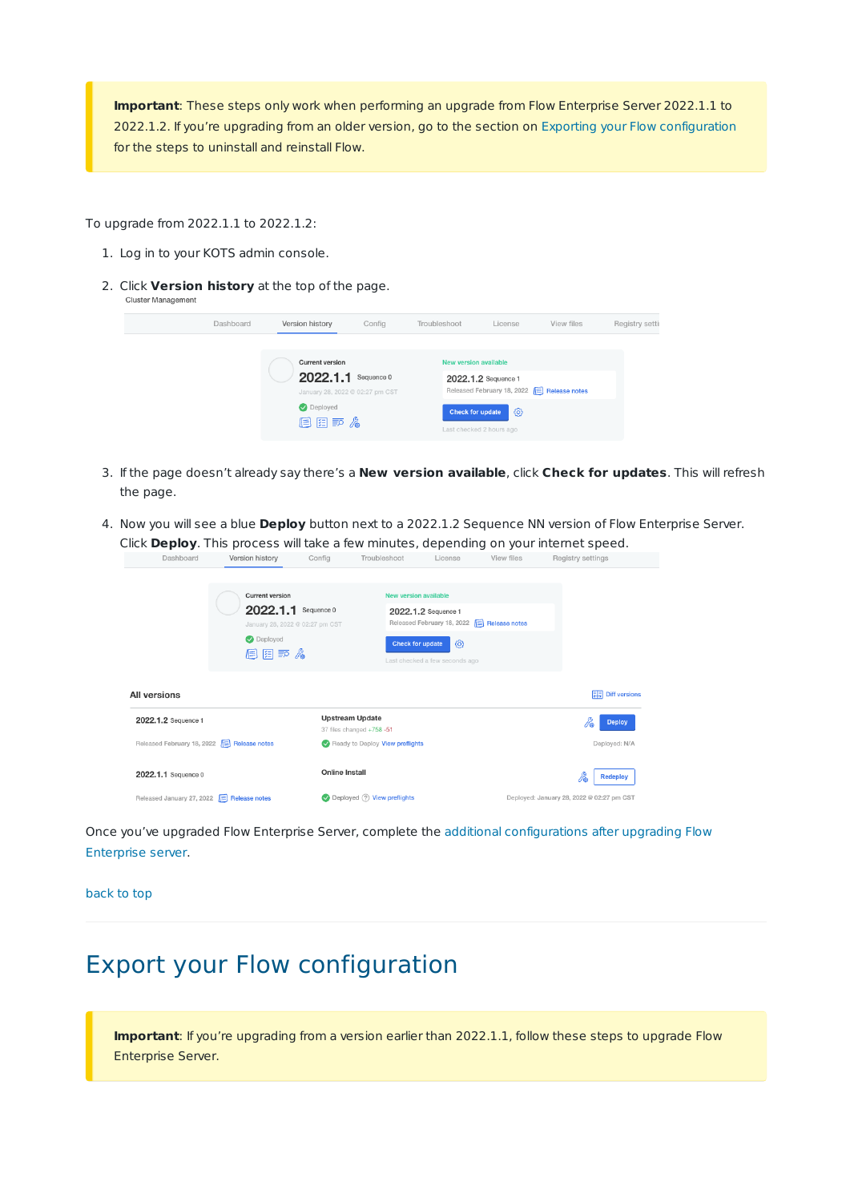> **Important**: These steps only work when performing an upgrade from Flow Enterprise Server 2022.1.1 to 2022.1.2. If you're upgrading from an older version, go to the section on Exporting your Flow configuration for the steps to uninstall and reinstall Flow.

To upgrade from 2022.1.1 to 2022.1.2:

1. Log in to your KOTS admin console.
2. Click **Version history** at the top of the page.
3. If the page doesn't already say there's a **New version available**, click **Check for updates**. This will refresh the page.
4. Now you will see a blue **Deploy** button next to a 2022.1.2 Sequence NN version of Flow Enterprise Server. Click **Deploy**. This process will take a few minutes, depending on your internet speed.

Once you've upgraded Flow Enterprise Server, complete the additional configurations after upgrading Flow Enterprise server.

back to top

# Export your Flow configuration

> **Important**: If you're upgrading from a version earlier than 2022.1.1, follow these steps to upgrade Flow Enterprise Server.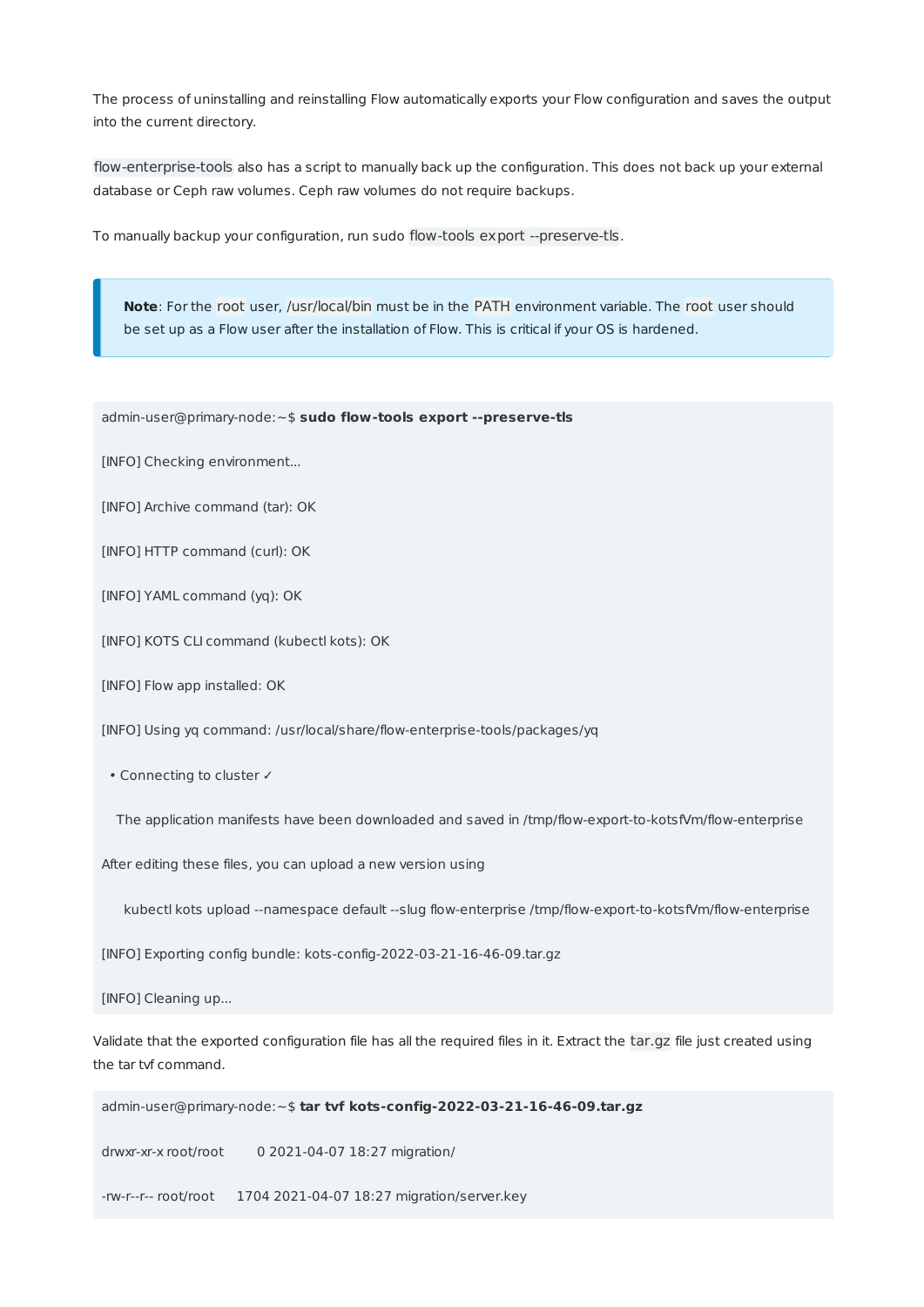The process of uninstalling and reinstalling Flow automatically exports your Flow configuration and saves the output into the current directory.

`flow-enterprise-tools` also has a script to manually back up the configuration. This does not back up your external database or Ceph raw volumes. Ceph raw volumes do not require backups.

To manually backup your configuration, run sudo `flow-tools export --preserve-tls`.

> **Note**: For the `root` user, `/usr/local/bin` must be in the `PATH` environment variable. The `root` user should be set up as a Flow user after the installation of Flow. This is critical if your OS is hardened.

```
admin-user@primary-node:~$ sudo flow-tools export --preserve-tls

[INFO] Checking environment...

[INFO] Archive command (tar): OK

[INFO] HTTP command (curl): OK

[INFO] YAML command (yq): OK

[INFO] KOTS CLI command (kubectl kots): OK

[INFO] Flow app installed: OK

[INFO] Using yq command: /usr/local/share/flow-enterprise-tools/packages/yq

  • Connecting to cluster ✓

   The application manifests have been downloaded and saved in /tmp/flow-export-to-kotsfVm/flow-enterprise

After editing these files, you can upload a new version using

     kubectl kots upload --namespace default --slug flow-enterprise /tmp/flow-export-to-kotsfVm/flow-enterprise

[INFO] Exporting config bundle: kots-config-2022-03-21-16-46-09.tar.gz

[INFO] Cleaning up...
```

Validate that the exported configuration file has all the required files in it. Extract the `tar.gz` file just created using the tar tvf command.

```
admin-user@primary-node:~$ tar tvf kots-config-2022-03-21-16-46-09.tar.gz

drwxr-xr-x root/root        0 2021-04-07 18:27 migration/

-rw-r--r-- root/root     1704 2021-04-07 18:27 migration/server.key
```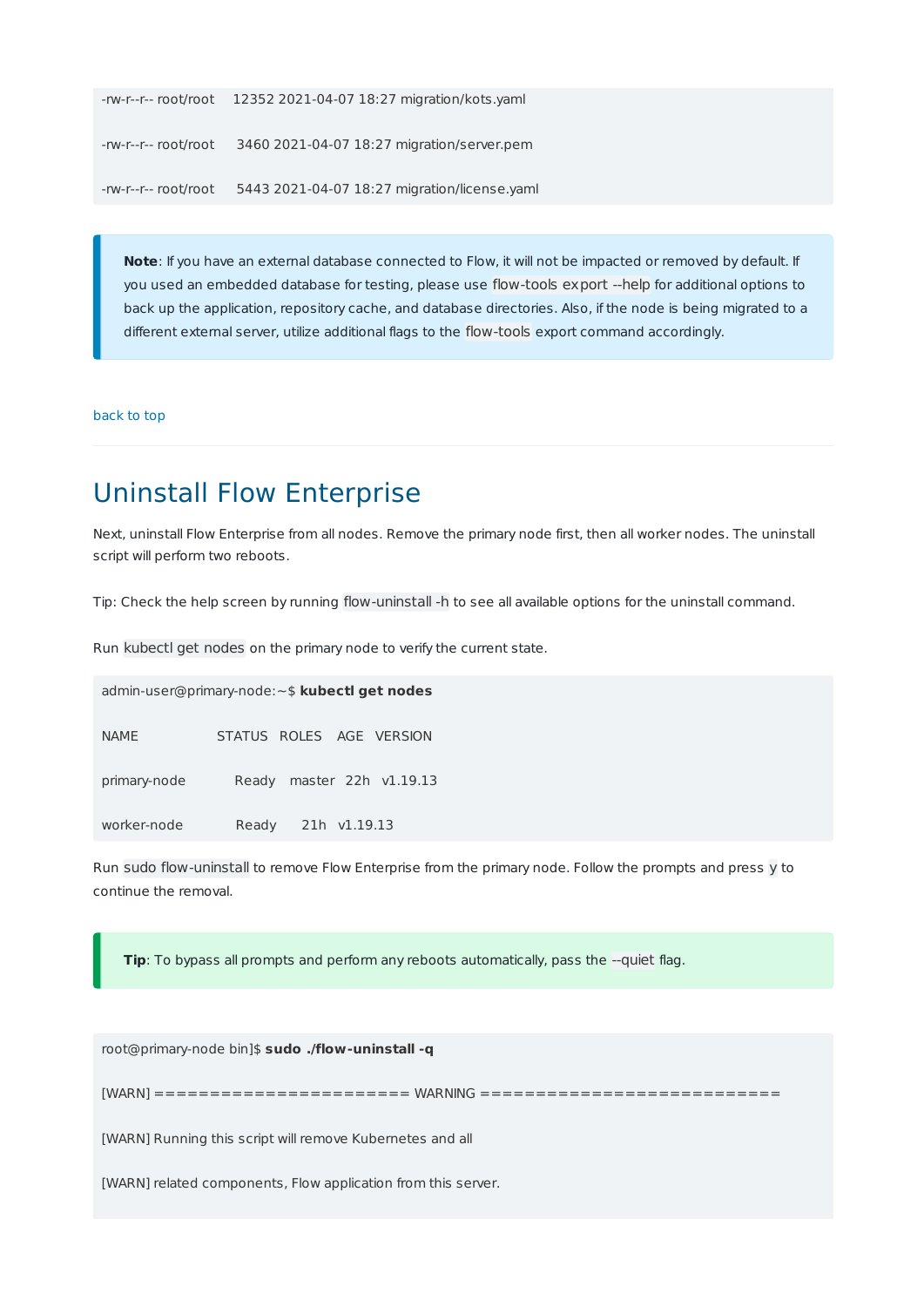```
-rw-r--r-- root/root    12352 2021-04-07 18:27 migration/kots.yaml

-rw-r--r-- root/root     3460 2021-04-07 18:27 migration/server.pem

-rw-r--r-- root/root     5443 2021-04-07 18:27 migration/license.yaml
```

> **Note**: If you have an external database connected to Flow, it will not be impacted or removed by default. If you used an embedded database for testing, please use `flow-tools export --help` for additional options to back up the application, repository cache, and database directories. Also, if the node is being migrated to a different external server, utilize additional flags to the `flow-tools` export command accordingly.

back to top

## Uninstall Flow Enterprise

Next, uninstall Flow Enterprise from all nodes. Remove the primary node first, then all worker nodes. The uninstall script will perform two reboots.

Tip: Check the help screen by running `flow-uninstall -h` to see all available options for the uninstall command.

Run `kubectl get nodes` on the primary node to verify the current state.

```
admin-user@primary-node:~$ kubectl get nodes

NAME              STATUS   ROLES    AGE   VERSION

primary-node         Ready    master   22h   v1.19.13

worker-node          Ready      21h   v1.19.13
```

Run `sudo flow-uninstall` to remove Flow Enterprise from the primary node. Follow the prompts and press `y` to continue the removal.

> **Tip**: To bypass all prompts and perform any reboots automatically, pass the `--quiet` flag.

```
root@primary-node bin]$ sudo ./flow-uninstall -q

[WARN] ====================== WARNING ==========================

[WARN] Running this script will remove Kubernetes and all

[WARN] related components, Flow application from this server.
```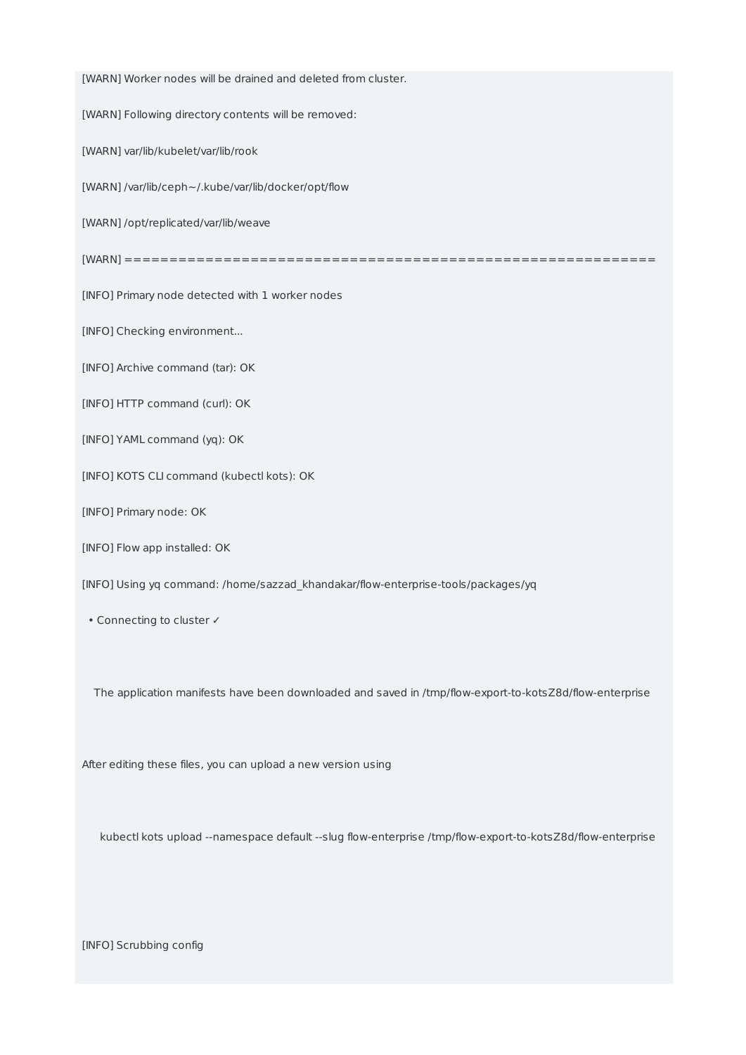```
[WARN] Worker nodes will be drained and deleted from cluster.

[WARN] Following directory contents will be removed:

[WARN] var/lib/kubelet/var/lib/rook

[WARN] /var/lib/ceph~/.kube/var/lib/docker/opt/flow

[WARN] /opt/replicated/var/lib/weave

[WARN] ============================================================

[INFO] Primary node detected with 1 worker nodes

[INFO] Checking environment...

[INFO] Archive command (tar): OK

[INFO] HTTP command (curl): OK

[INFO] YAML command (yq): OK

[INFO] KOTS CLI command (kubectl kots): OK

[INFO] Primary node: OK

[INFO] Flow app installed: OK

[INFO] Using yq command: /home/sazzad_khandakar/flow-enterprise-tools/packages/yq

  • Connecting to cluster ✓



    The application manifests have been downloaded and saved in /tmp/flow-export-to-kotsZ8d/flow-enterprise



After editing these files, you can upload a new version using



      kubectl kots upload --namespace default --slug flow-enterprise /tmp/flow-export-to-kotsZ8d/flow-enterprise




[INFO] Scrubbing config
```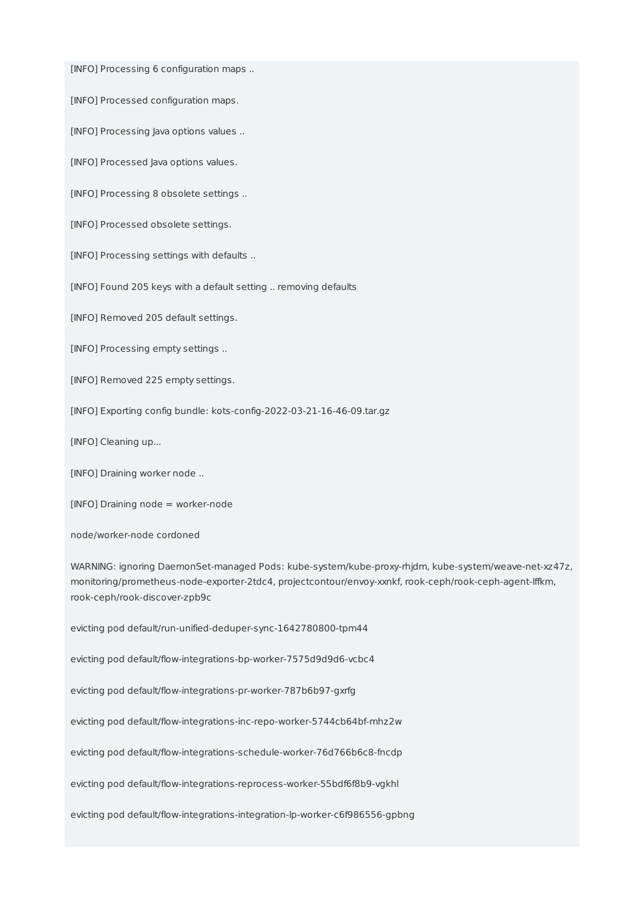```
[INFO] Processing 6 configuration maps ..

[INFO] Processed configuration maps.

[INFO] Processing Java options values ..

[INFO] Processed Java options values.

[INFO] Processing 8 obsolete settings ..

[INFO] Processed obsolete settings.

[INFO] Processing settings with defaults ..

[INFO] Found 205 keys with a default setting .. removing defaults

[INFO] Removed 205 default settings.

[INFO] Processing empty settings ..

[INFO] Removed 225 empty settings.

[INFO] Exporting config bundle: kots-config-2022-03-21-16-46-09.tar.gz

[INFO] Cleaning up...

[INFO] Draining worker node ..

[INFO] Draining node = worker-node

node/worker-node cordoned

WARNING: ignoring DaemonSet-managed Pods: kube-system/kube-proxy-rhjdm, kube-system/weave-net-xz47z, monitoring/prometheus-node-exporter-2tdc4, projectcontour/envoy-xxnkf, rook-ceph/rook-ceph-agent-lffkm, rook-ceph/rook-discover-zpb9c

evicting pod default/run-unified-deduper-sync-1642780800-tpm44

evicting pod default/flow-integrations-bp-worker-7575d9d9d6-vcbc4

evicting pod default/flow-integrations-pr-worker-787b6b97-gxrfg

evicting pod default/flow-integrations-inc-repo-worker-5744cb64bf-mhz2w

evicting pod default/flow-integrations-schedule-worker-76d766b6c8-fncdp

evicting pod default/flow-integrations-reprocess-worker-55bdf6f8b9-vgkhl

evicting pod default/flow-integrations-integration-lp-worker-c6f986556-gpbng
```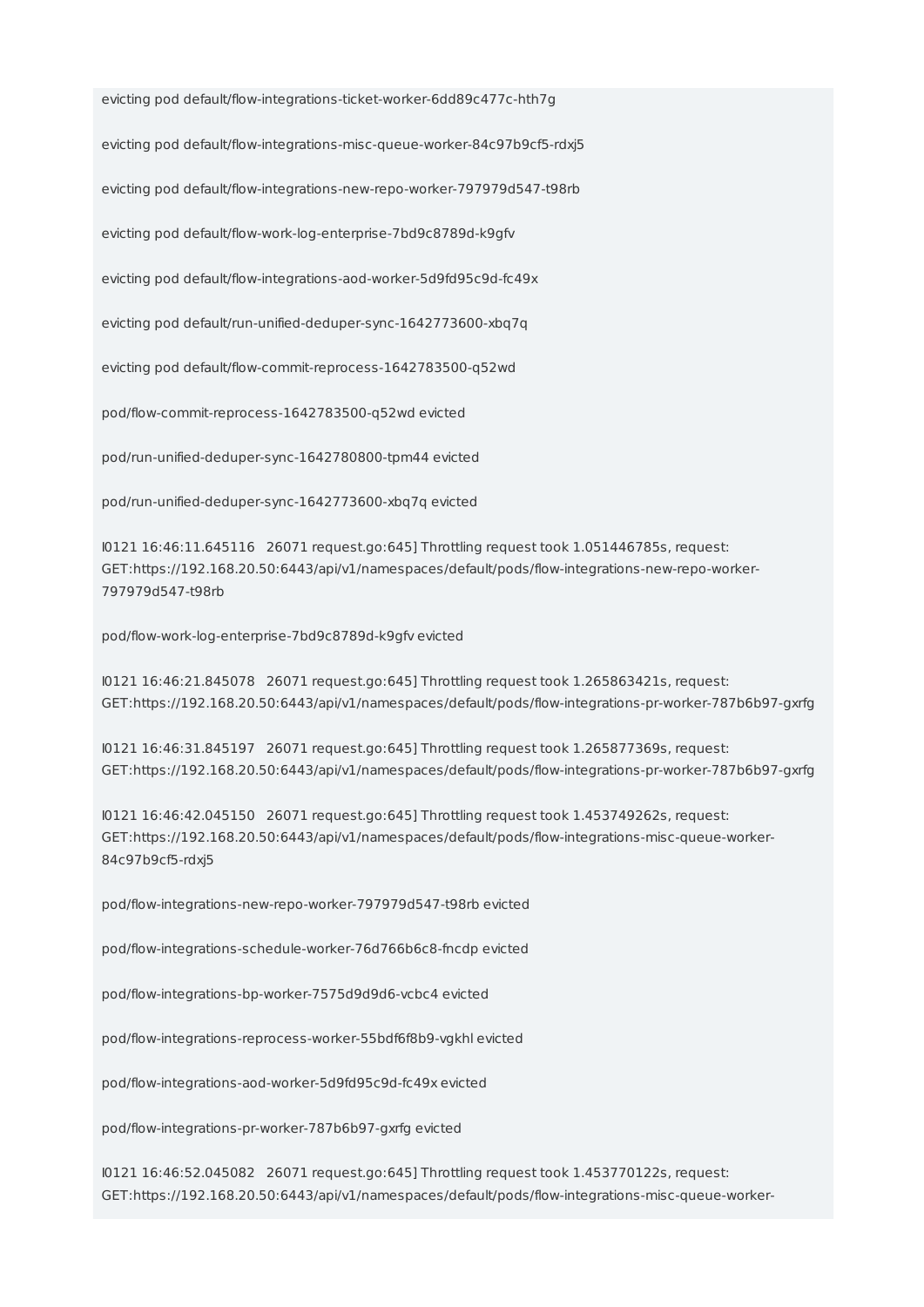```
evicting pod default/flow-integrations-ticket-worker-6dd89c477c-hth7g

evicting pod default/flow-integrations-misc-queue-worker-84c97b9cf5-rdxj5

evicting pod default/flow-integrations-new-repo-worker-797979d547-t98rb

evicting pod default/flow-work-log-enterprise-7bd9c8789d-k9gfv

evicting pod default/flow-integrations-aod-worker-5d9fd95c9d-fc49x

evicting pod default/run-unified-deduper-sync-1642773600-xbq7q

evicting pod default/flow-commit-reprocess-1642783500-q52wd

pod/flow-commit-reprocess-1642783500-q52wd evicted

pod/run-unified-deduper-sync-1642780800-tpm44 evicted

pod/run-unified-deduper-sync-1642773600-xbq7q evicted

I0121 16:46:11.645116   26071 request.go:645] Throttling request took 1.051446785s, request: GET:https://192.168.20.50:6443/api/v1/namespaces/default/pods/flow-integrations-new-repo-worker-797979d547-t98rb

pod/flow-work-log-enterprise-7bd9c8789d-k9gfv evicted

I0121 16:46:21.845078   26071 request.go:645] Throttling request took 1.265863421s, request: GET:https://192.168.20.50:6443/api/v1/namespaces/default/pods/flow-integrations-pr-worker-787b6b97-gxrfg

I0121 16:46:31.845197   26071 request.go:645] Throttling request took 1.265877369s, request: GET:https://192.168.20.50:6443/api/v1/namespaces/default/pods/flow-integrations-pr-worker-787b6b97-gxrfg

I0121 16:46:42.045150   26071 request.go:645] Throttling request took 1.453749262s, request: GET:https://192.168.20.50:6443/api/v1/namespaces/default/pods/flow-integrations-misc-queue-worker-84c97b9cf5-rdxj5

pod/flow-integrations-new-repo-worker-797979d547-t98rb evicted

pod/flow-integrations-schedule-worker-76d766b6c8-fncdp evicted

pod/flow-integrations-bp-worker-7575d9d9d6-vcbc4 evicted

pod/flow-integrations-reprocess-worker-55bdf6f8b9-vgkhl evicted

pod/flow-integrations-aod-worker-5d9fd95c9d-fc49x evicted

pod/flow-integrations-pr-worker-787b6b97-gxrfg evicted

I0121 16:46:52.045082   26071 request.go:645] Throttling request took 1.453770122s, request: GET:https://192.168.20.50:6443/api/v1/namespaces/default/pods/flow-integrations-misc-queue-worker-
```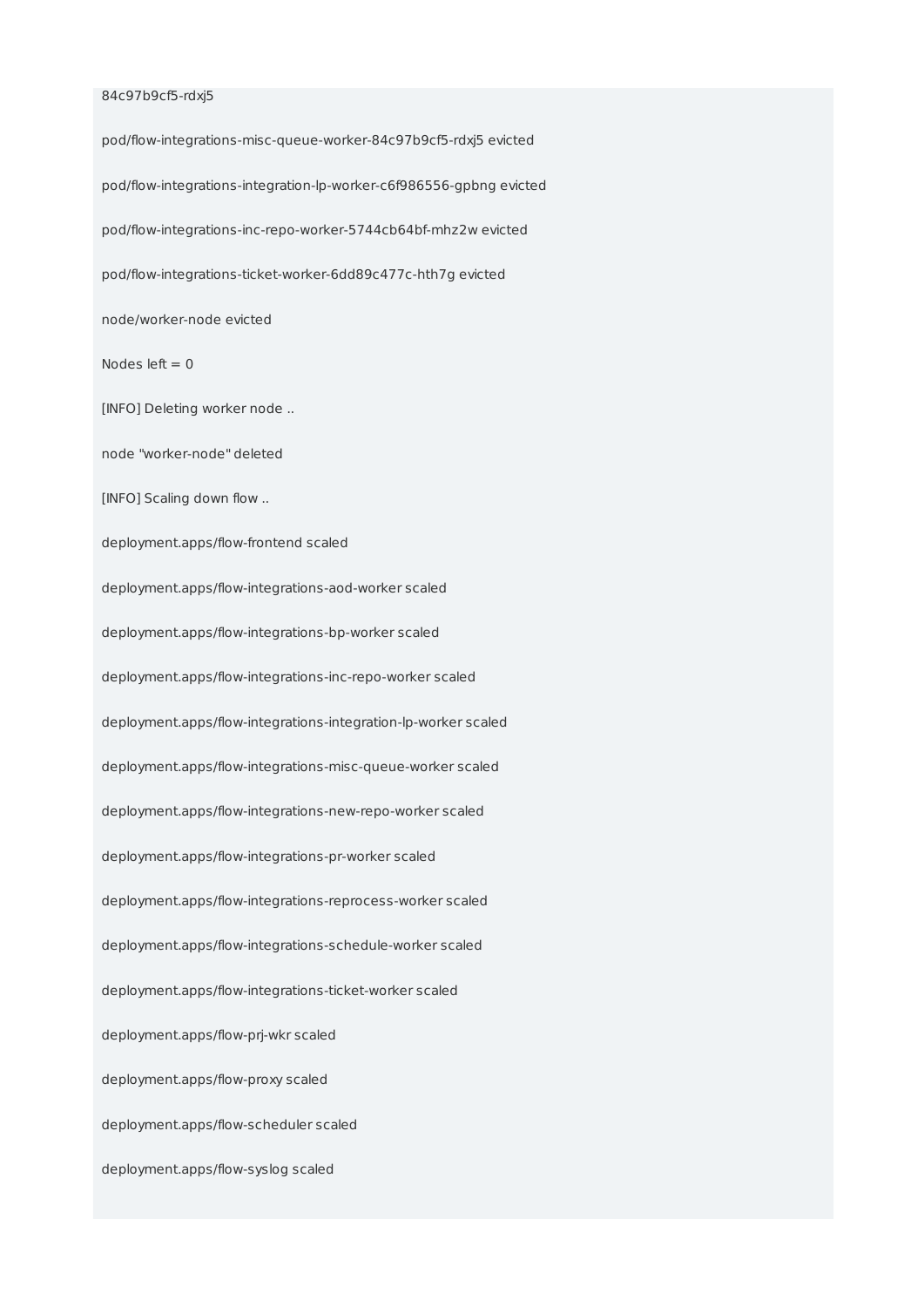```
84c97b9cf5-rdxj5

pod/flow-integrations-misc-queue-worker-84c97b9cf5-rdxj5 evicted

pod/flow-integrations-integration-lp-worker-c6f986556-gpbng evicted

pod/flow-integrations-inc-repo-worker-5744cb64bf-mhz2w evicted

pod/flow-integrations-ticket-worker-6dd89c477c-hth7g evicted

node/worker-node evicted

Nodes left = 0

[INFO] Deleting worker node ..

node "worker-node" deleted

[INFO] Scaling down flow ..

deployment.apps/flow-frontend scaled

deployment.apps/flow-integrations-aod-worker scaled

deployment.apps/flow-integrations-bp-worker scaled

deployment.apps/flow-integrations-inc-repo-worker scaled

deployment.apps/flow-integrations-integration-lp-worker scaled

deployment.apps/flow-integrations-misc-queue-worker scaled

deployment.apps/flow-integrations-new-repo-worker scaled

deployment.apps/flow-integrations-pr-worker scaled

deployment.apps/flow-integrations-reprocess-worker scaled

deployment.apps/flow-integrations-schedule-worker scaled

deployment.apps/flow-integrations-ticket-worker scaled

deployment.apps/flow-prj-wkr scaled

deployment.apps/flow-proxy scaled

deployment.apps/flow-scheduler scaled

deployment.apps/flow-syslog scaled
```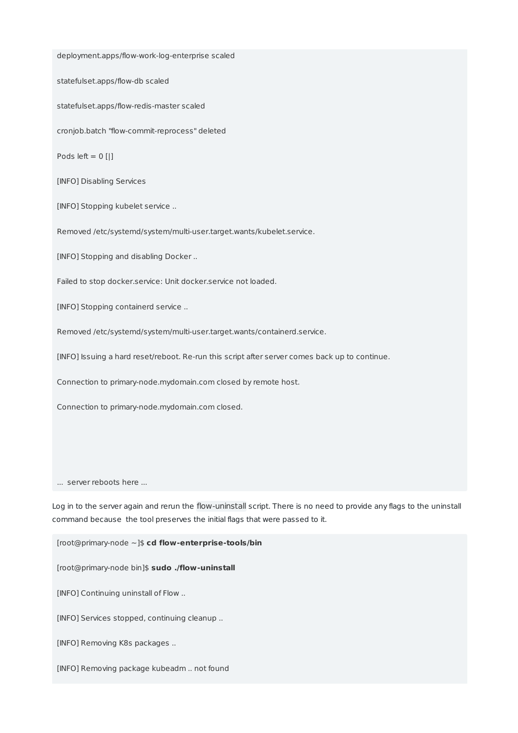```
deployment.apps/flow-work-log-enterprise scaled

statefulset.apps/flow-db scaled

statefulset.apps/flow-redis-master scaled

cronjob.batch "flow-commit-reprocess" deleted

Pods left = 0 [|]

[INFO] Disabling Services

[INFO] Stopping kubelet service ..

Removed /etc/systemd/system/multi-user.target.wants/kubelet.service.

[INFO] Stopping and disabling Docker ..

Failed to stop docker.service: Unit docker.service not loaded.

[INFO] Stopping containerd service ..

Removed /etc/systemd/system/multi-user.target.wants/containerd.service.

[INFO] Issuing a hard reset/reboot. Re-run this script after server comes back up to continue.

Connection to primary-node.mydomain.com closed by remote host.

Connection to primary-node.mydomain.com closed.




...  server reboots here ...
```

Log in to the server again and rerun the `flow-uninstall` script. There is no need to provide any flags to the uninstall command because the tool preserves the initial flags that were passed to it.

```
[root@primary-node ~]$ cd flow-enterprise-tools/bin

[root@primary-node bin]$ sudo ./flow-uninstall

[INFO] Continuing uninstall of Flow ..

[INFO] Services stopped, continuing cleanup ..

[INFO] Removing K8s packages ..

[INFO] Removing package kubeadm .. not found
```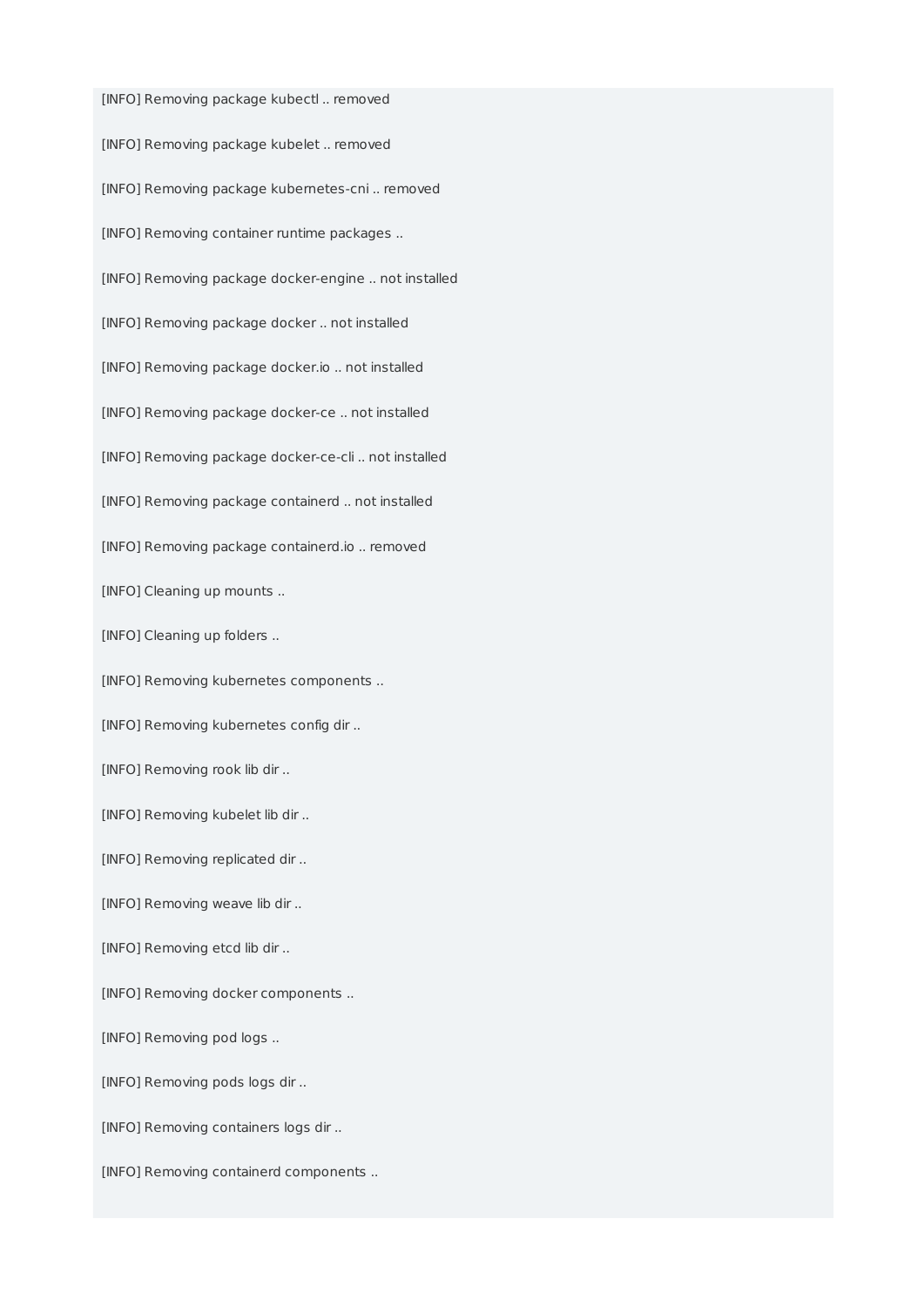```
[INFO] Removing package kubectl .. removed

[INFO] Removing package kubelet .. removed

[INFO] Removing package kubernetes-cni .. removed

[INFO] Removing container runtime packages ..

[INFO] Removing package docker-engine .. not installed

[INFO] Removing package docker .. not installed

[INFO] Removing package docker.io .. not installed

[INFO] Removing package docker-ce .. not installed

[INFO] Removing package docker-ce-cli .. not installed

[INFO] Removing package containerd .. not installed

[INFO] Removing package containerd.io .. removed

[INFO] Cleaning up mounts ..

[INFO] Cleaning up folders ..

[INFO] Removing kubernetes components ..

[INFO] Removing kubernetes config dir ..

[INFO] Removing rook lib dir ..

[INFO] Removing kubelet lib dir ..

[INFO] Removing replicated dir ..

[INFO] Removing weave lib dir ..

[INFO] Removing etcd lib dir ..

[INFO] Removing docker components ..

[INFO] Removing pod logs ..

[INFO] Removing pods logs dir ..

[INFO] Removing containers logs dir ..

[INFO] Removing containerd components ..
```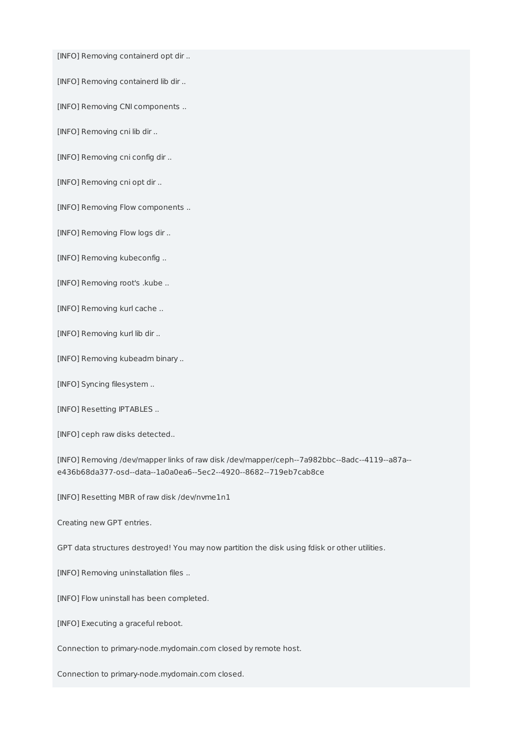```
[INFO] Removing containerd opt dir ..

[INFO] Removing containerd lib dir ..

[INFO] Removing CNI components ..

[INFO] Removing cni lib dir ..

[INFO] Removing cni config dir ..

[INFO] Removing cni opt dir ..

[INFO] Removing Flow components ..

[INFO] Removing Flow logs dir ..

[INFO] Removing kubeconfig ..

[INFO] Removing root's .kube ..

[INFO] Removing kurl cache ..

[INFO] Removing kurl lib dir ..

[INFO] Removing kubeadm binary ..

[INFO] Syncing filesystem ..

[INFO] Resetting IPTABLES ..

[INFO] ceph raw disks detected..

[INFO] Removing /dev/mapper links of raw disk /dev/mapper/ceph--7a982bbc--8adc--4119--a87a--e436b68da377-osd--data--1a0a0ea6--5ec2--4920--8682--719eb7cab8ce

[INFO] Resetting MBR of raw disk /dev/nvme1n1

Creating new GPT entries.

GPT data structures destroyed! You may now partition the disk using fdisk or other utilities.

[INFO] Removing uninstallation files ..

[INFO] Flow uninstall has been completed.

[INFO] Executing a graceful reboot.

Connection to primary-node.mydomain.com closed by remote host.

Connection to primary-node.mydomain.com closed.
```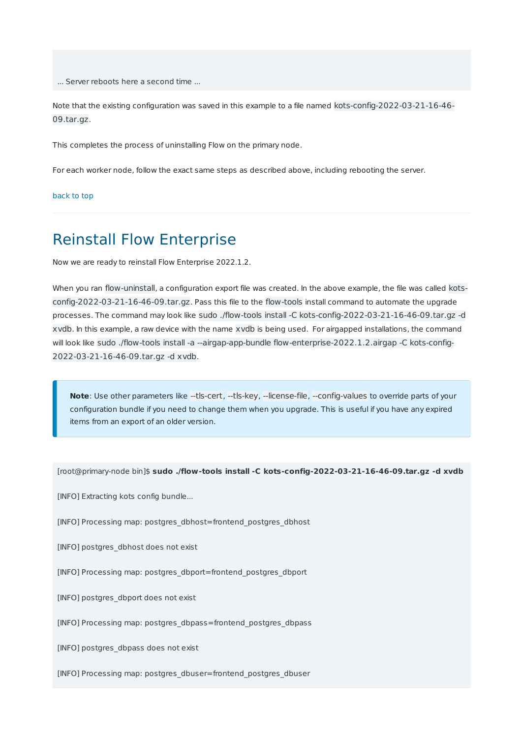```
... Server reboots here a second time ...
```

Note that the existing configuration was saved in this example to a file named `kots-config-2022-03-21-16-46-09.tar.gz`.

This completes the process of uninstalling Flow on the primary node.

For each worker node, follow the exact same steps as described above, including rebooting the server.

back to top

---

# Reinstall Flow Enterprise

Now we are ready to reinstall Flow Enterprise 2022.1.2.

When you ran `flow-uninstall`, a configuration export file was created. In the above example, the file was called `kots-config-2022-03-21-16-46-09.tar.gz`. Pass this file to the `flow-tools` install command to automate the upgrade processes. The command may look like `sudo ./flow-tools install -C kots-config-2022-03-21-16-46-09.tar.gz -d xvdb`. In this example, a raw device with the name `xvdb` is being used. For airgapped installations, the command will look like `sudo ./flow-tools install -a --airgap-app-bundle flow-enterprise-2022.1.2.airgap -C kots-config-2022-03-21-16-46-09.tar.gz -d xvdb`.

> **Note**: Use other parameters like `--tls-cert`, `--tls-key`, `--license-file`, `--config-values` to override parts of your configuration bundle if you need to change them when you upgrade. This is useful if you have any expired items from an export of an older version.

```
[root@primary-node bin]$ sudo ./flow-tools install -C kots-config-2022-03-21-16-46-09.tar.gz -d xvdb

[INFO] Extracting kots config bundle...

[INFO] Processing map: postgres_dbhost=frontend_postgres_dbhost

[INFO] postgres_dbhost does not exist

[INFO] Processing map: postgres_dbport=frontend_postgres_dbport

[INFO] postgres_dbport does not exist

[INFO] Processing map: postgres_dbpass=frontend_postgres_dbpass

[INFO] postgres_dbpass does not exist

[INFO] Processing map: postgres_dbuser=frontend_postgres_dbuser
```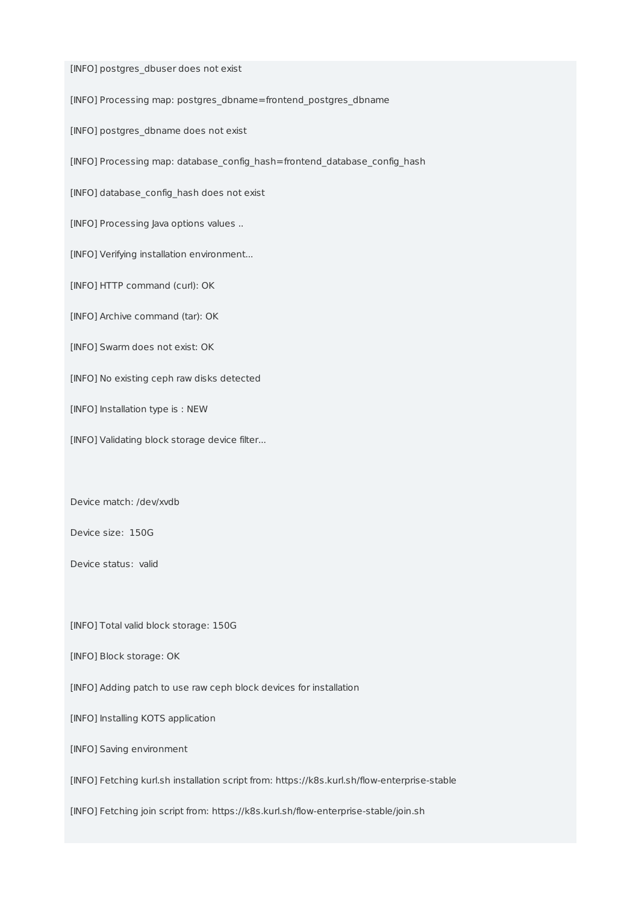```
[INFO] postgres_dbuser does not exist

[INFO] Processing map: postgres_dbname=frontend_postgres_dbname

[INFO] postgres_dbname does not exist

[INFO] Processing map: database_config_hash=frontend_database_config_hash

[INFO] database_config_hash does not exist

[INFO] Processing Java options values ..

[INFO] Verifying installation environment...

[INFO] HTTP command (curl): OK

[INFO] Archive command (tar): OK

[INFO] Swarm does not exist: OK

[INFO] No existing ceph raw disks detected

[INFO] Installation type is : NEW

[INFO] Validating block storage device filter...



Device match: /dev/xvdb

Device size:  150G

Device status:  valid



[INFO] Total valid block storage: 150G

[INFO] Block storage: OK

[INFO] Adding patch to use raw ceph block devices for installation

[INFO] Installing KOTS application

[INFO] Saving environment

[INFO] Fetching kurl.sh installation script from: https://k8s.kurl.sh/flow-enterprise-stable

[INFO] Fetching join script from: https://k8s.kurl.sh/flow-enterprise-stable/join.sh
```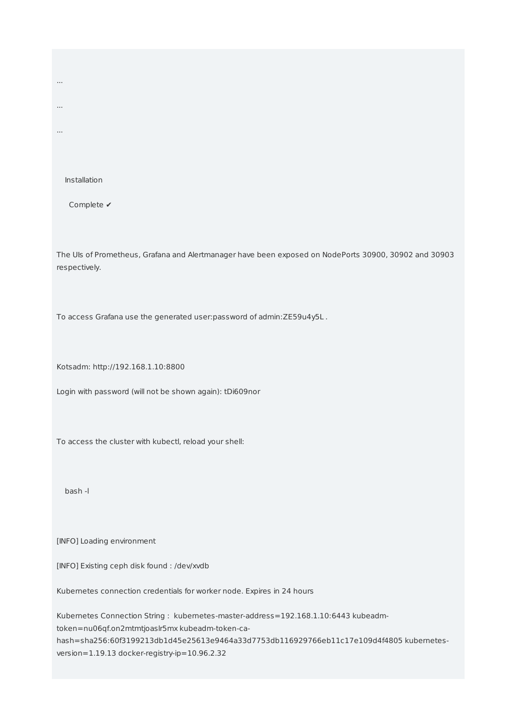```
...

...

...

    Installation

      Complete ✔

The UIs of Prometheus, Grafana and Alertmanager have been exposed on NodePorts 30900, 30902 and 30903 respectively.

To access Grafana use the generated user:password of admin:ZE59u4y5L .

Kotsadm: http://192.168.1.10:8800

Login with password (will not be shown again): tDi609nor

To access the cluster with kubectl, reload your shell:

    bash -l

[INFO] Loading environment

[INFO] Existing ceph disk found : /dev/xvdb

Kubernetes connection credentials for worker node. Expires in 24 hours

Kubernetes Connection String :  kubernetes-master-address=192.168.1.10:6443 kubeadm-token=nu06qf.on2mtmtjoaslr5mx kubeadm-token-ca-hash=sha256:60f3199213db1d45e25613e9464a33d7753db116929766eb11c17e109d4f4805 kubernetes-version=1.19.13 docker-registry-ip=10.96.2.32
```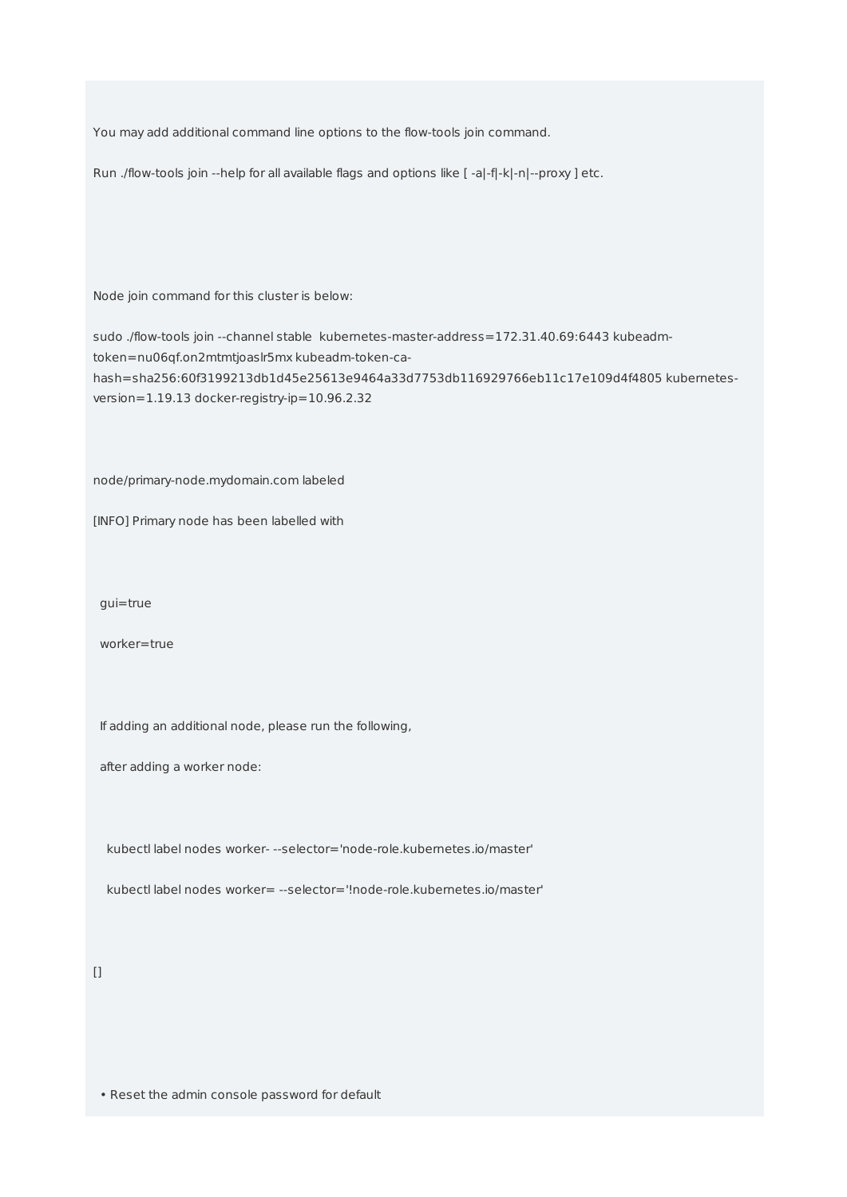```
You may add additional command line options to the flow-tools join command.

Run ./flow-tools join --help for all available flags and options like [ -a|-f|-k|-n|--proxy ] etc.




Node join command for this cluster is below:

sudo ./flow-tools join --channel stable  kubernetes-master-address=172.31.40.69:6443 kubeadm-token=nu06qf.on2mtmtjoaslr5mx kubeadm-token-ca-hash=sha256:60f3199213db1d45e25613e9464a33d7753db116929766eb11c17e109d4f4805 kubernetes-version=1.19.13 docker-registry-ip=10.96.2.32



node/primary-node.mydomain.com labeled

[INFO] Primary node has been labelled with



  gui=true

  worker=true



  If adding an additional node, please run the following,

  after adding a worker node:



    kubectl label nodes worker- --selector='node-role.kubernetes.io/master'

    kubectl label nodes worker= --selector='!node-role.kubernetes.io/master'



[]



```

- Reset the admin console password for default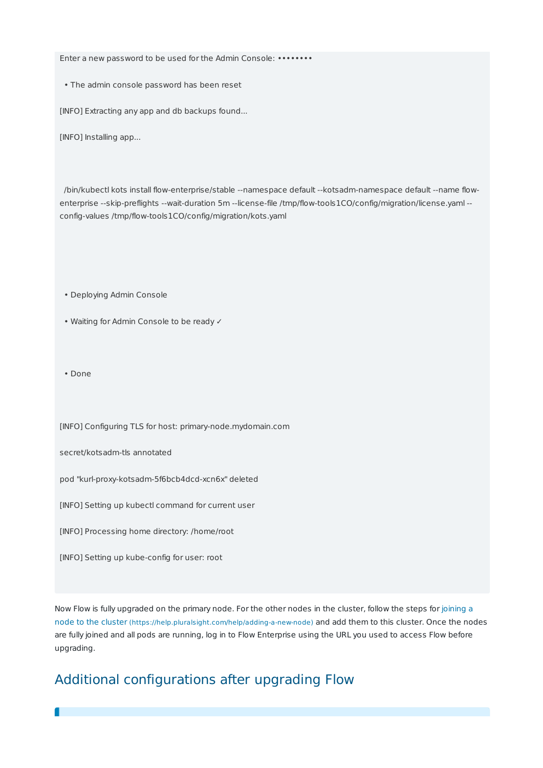```
Enter a new password to be used for the Admin Console: ••••••••

  • The admin console password has been reset

[INFO] Extracting any app and db backups found...

[INFO] Installing app...



  /bin/kubectl kots install flow-enterprise/stable --namespace default --kotsadm-namespace default --name flow-enterprise --skip-preflights --wait-duration 5m --license-file /tmp/flow-tools1CO/config/migration/license.yaml --config-values /tmp/flow-tools1CO/config/migration/kots.yaml



  • Deploying Admin Console

  • Waiting for Admin Console to be ready ✓



  • Done



[INFO] Configuring TLS for host: primary-node.mydomain.com

secret/kotsadm-tls annotated

pod "kurl-proxy-kotsadm-5f6bcb4dcd-xcn6x" deleted

[INFO] Setting up kubectl command for current user

[INFO] Processing home directory: /home/root

[INFO] Setting up kube-config for user: root
```

Now Flow is fully upgraded on the primary node. For the other nodes in the cluster, follow the steps for [joining a node to the cluster](https://help.pluralsight.com/help/adding-a-new-node) (https://help.pluralsight.com/help/adding-a-new-node) and add them to this cluster. Once the nodes are fully joined and all pods are running, log in to Flow Enterprise using the URL you used to access Flow before upgrading.

## Additional configurations after upgrading Flow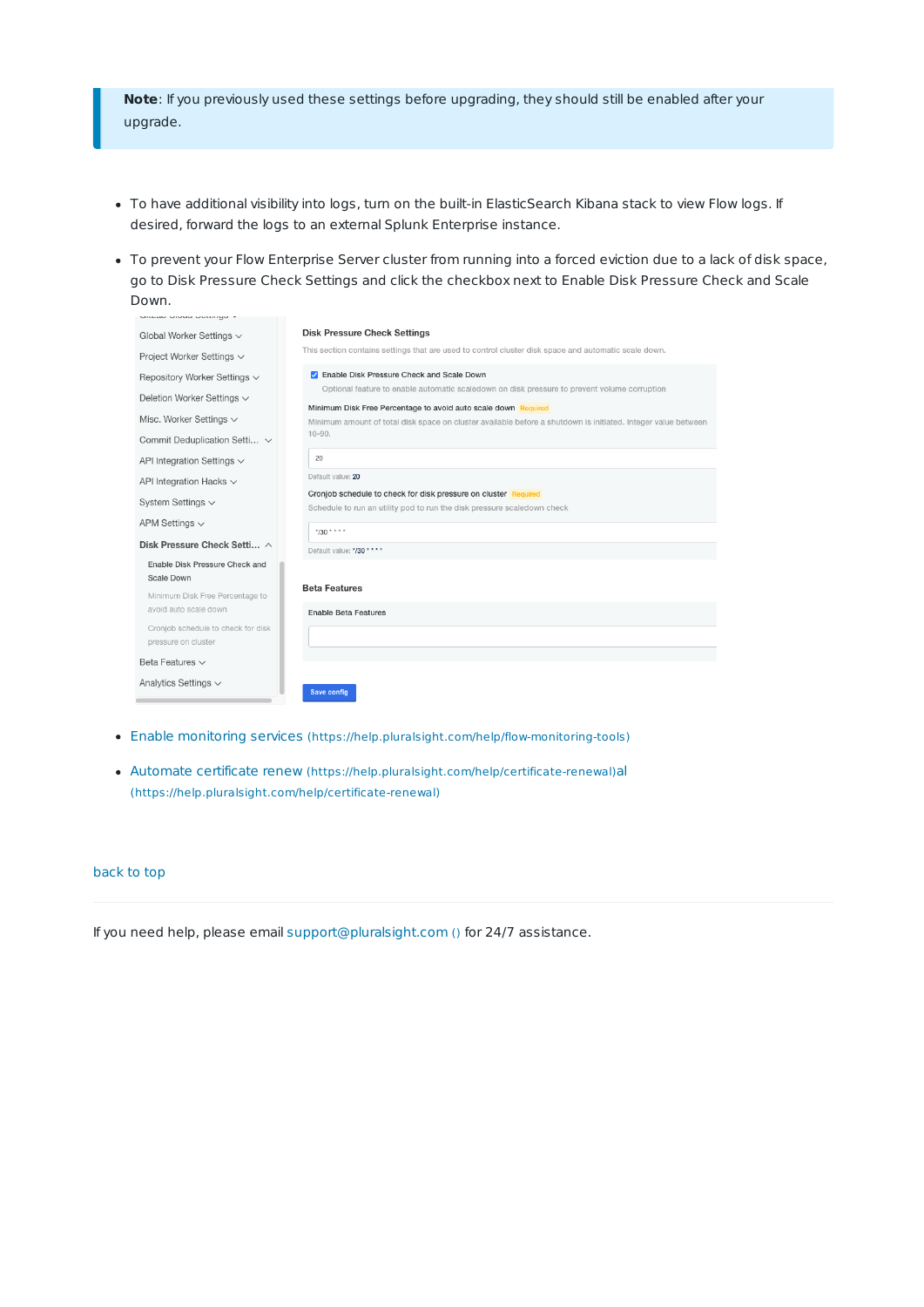> **Note**: If you previously used these settings before upgrading, they should still be enabled after your upgrade.

- To have additional visibility into logs, turn on the built-in ElasticSearch Kibana stack to view Flow logs. If desired, forward the logs to an external Splunk Enterprise instance.
- To prevent your Flow Enterprise Server cluster from running into a forced eviction due to a lack of disk space, go to Disk Pressure Check Settings and click the checkbox next to Enable Disk Pressure Check and Scale Down.
- Enable monitoring services (https://help.pluralsight.com/help/flow-monitoring-tools)
- Automate certificate renew (https://help.pluralsight.com/help/certificate-renewal)al (https://help.pluralsight.com/help/certificate-renewal)

back to top

If you need help, please email support@pluralsight.com () for 24/7 assistance.